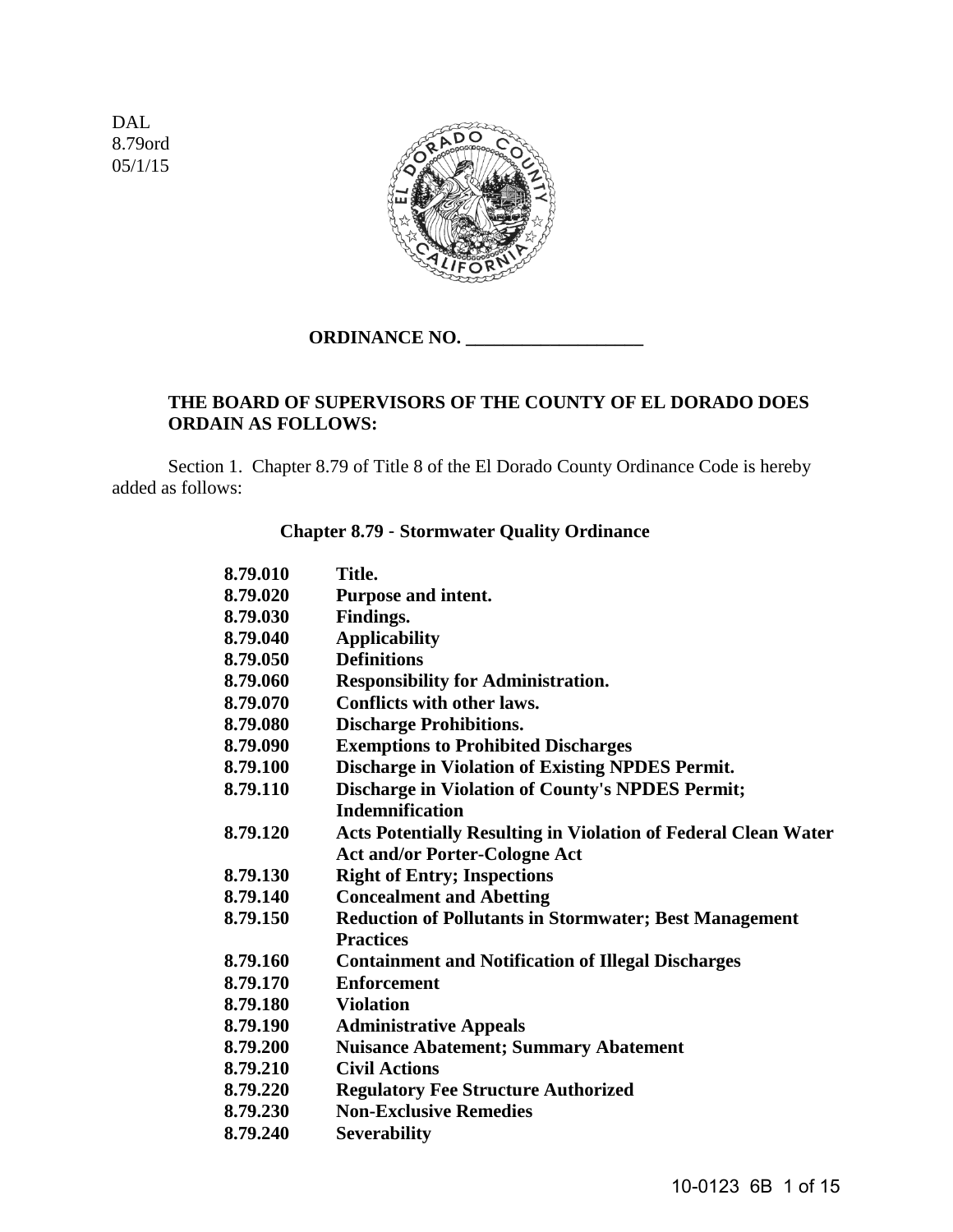DAL
8.79ord
05/1/15

**ORDINANCE NO. ___________________**

**THE BOARD OF SUPERVISORS OF THE COUNTY OF EL DORADO DOES ORDAIN AS FOLLOWS:**

Section 1. Chapter 8.79 of Title 8 of the El Dorado County Ordinance Code is hereby added as follows:

**Chapter 8.79 - Stormwater Quality Ordinance**

| | |
|---|---|
| **8.79.010** | **Title.** |
| **8.79.020** | **Purpose and intent.** |
| **8.79.030** | **Findings.** |
| **8.79.040** | **Applicability** |
| **8.79.050** | **Definitions** |
| **8.79.060** | **Responsibility for Administration.** |
| **8.79.070** | **Conflicts with other laws.** |
| **8.79.080** | **Discharge Prohibitions.** |
| **8.79.090** | **Exemptions to Prohibited Discharges** |
| **8.79.100** | **Discharge in Violation of Existing NPDES Permit.** |
| **8.79.110** | **Discharge in Violation of County's NPDES Permit; Indemnification** |
| **8.79.120** | **Acts Potentially Resulting in Violation of Federal Clean Water Act and/or Porter-Cologne Act** |
| **8.79.130** | **Right of Entry; Inspections** |
| **8.79.140** | **Concealment and Abetting** |
| **8.79.150** | **Reduction of Pollutants in Stormwater; Best Management Practices** |
| **8.79.160** | **Containment and Notification of Illegal Discharges** |
| **8.79.170** | **Enforcement** |
| **8.79.180** | **Violation** |
| **8.79.190** | **Administrative Appeals** |
| **8.79.200** | **Nuisance Abatement; Summary Abatement** |
| **8.79.210** | **Civil Actions** |
| **8.79.220** | **Regulatory Fee Structure Authorized** |
| **8.79.230** | **Non-Exclusive Remedies** |
| **8.79.240** | **Severability** |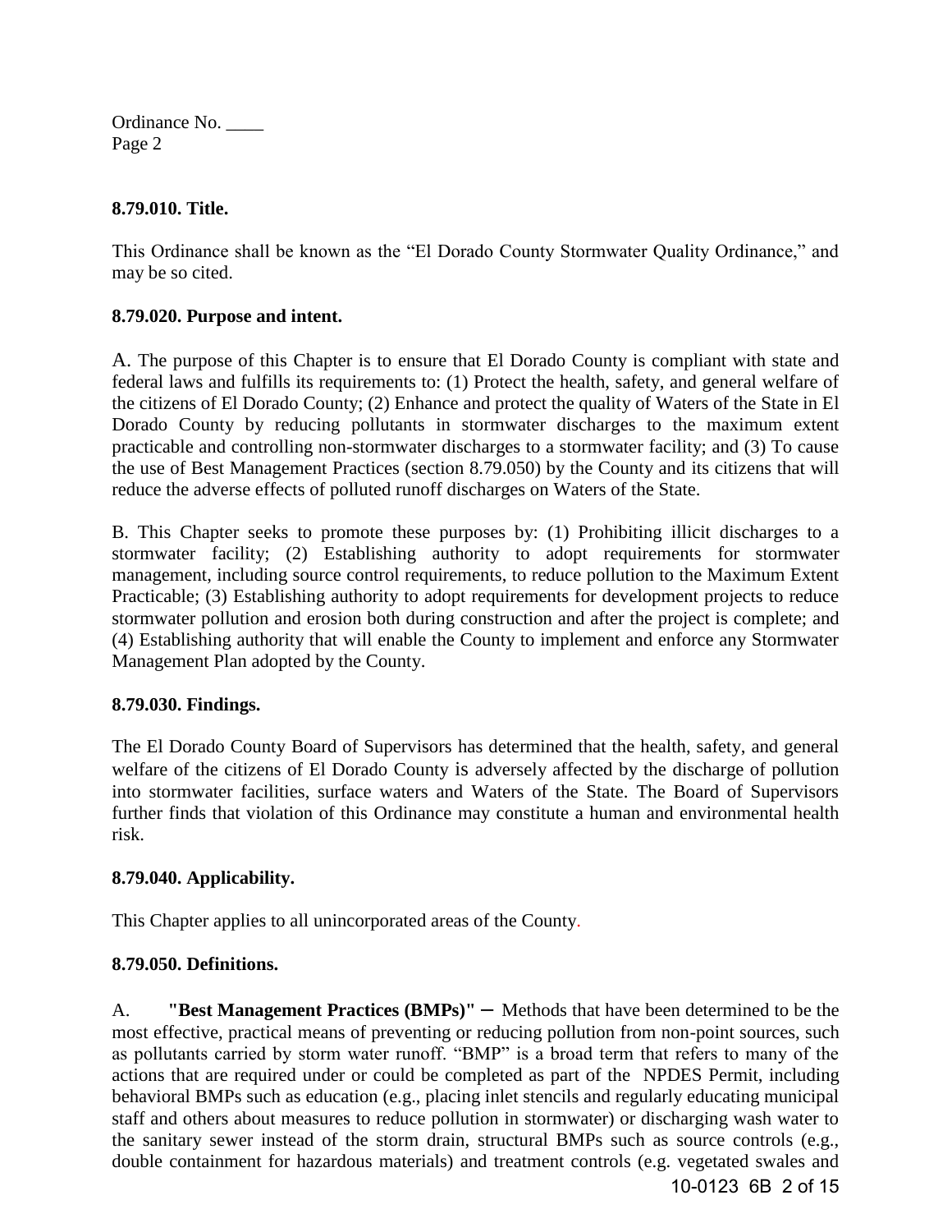**8.79.010. Title.**

This Ordinance shall be known as the "El Dorado County Stormwater Quality Ordinance," and may be so cited.

**8.79.020. Purpose and intent.**

A. The purpose of this Chapter is to ensure that El Dorado County is compliant with state and federal laws and fulfills its requirements to: (1) Protect the health, safety, and general welfare of the citizens of El Dorado County; (2) Enhance and protect the quality of Waters of the State in El Dorado County by reducing pollutants in stormwater discharges to the maximum extent practicable and controlling non-stormwater discharges to a stormwater facility; and (3) To cause the use of Best Management Practices (section 8.79.050) by the County and its citizens that will reduce the adverse effects of polluted runoff discharges on Waters of the State.

B. This Chapter seeks to promote these purposes by: (1) Prohibiting illicit discharges to a stormwater facility; (2) Establishing authority to adopt requirements for stormwater management, including source control requirements, to reduce pollution to the Maximum Extent Practicable; (3) Establishing authority to adopt requirements for development projects to reduce stormwater pollution and erosion both during construction and after the project is complete; and (4) Establishing authority that will enable the County to implement and enforce any Stormwater Management Plan adopted by the County.

**8.79.030. Findings.**

The El Dorado County Board of Supervisors has determined that the health, safety, and general welfare of the citizens of El Dorado County is adversely affected by the discharge of pollution into stormwater facilities, surface waters and Waters of the State. The Board of Supervisors further finds that violation of this Ordinance may constitute a human and environmental health risk.

**8.79.040. Applicability.**

This Chapter applies to all unincorporated areas of the County.

**8.79.050. Definitions.**

A. **"Best Management Practices (BMPs)"** – Methods that have been determined to be the most effective, practical means of preventing or reducing pollution from non-point sources, such as pollutants carried by storm water runoff. "BMP" is a broad term that refers to many of the actions that are required under or could be completed as part of the NPDES Permit, including behavioral BMPs such as education (e.g., placing inlet stencils and regularly educating municipal staff and others about measures to reduce pollution in stormwater) or discharging wash water to the sanitary sewer instead of the storm drain, structural BMPs such as source controls (e.g., double containment for hazardous materials) and treatment controls (e.g. vegetated swales and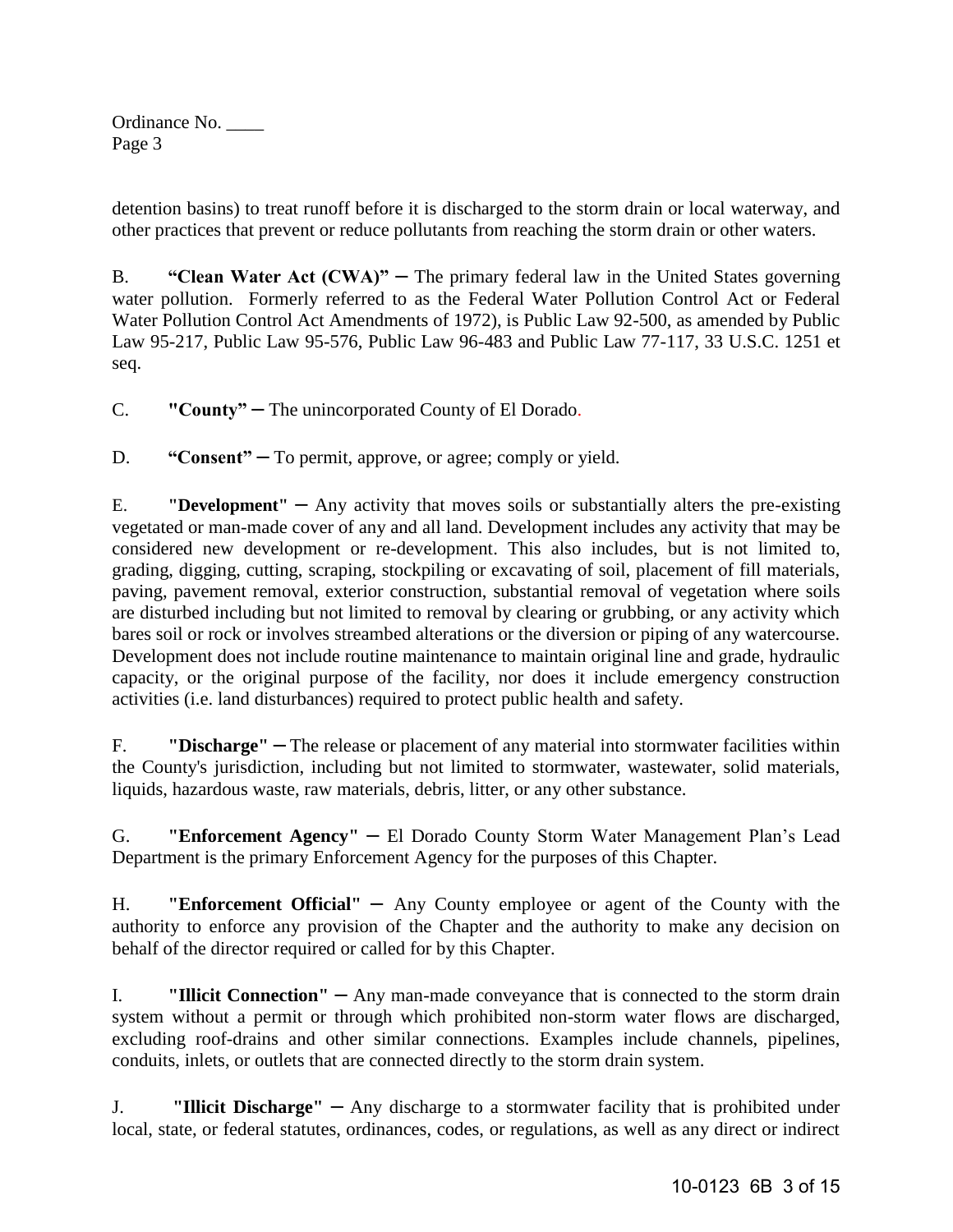detention basins) to treat runoff before it is discharged to the storm drain or local waterway, and other practices that prevent or reduce pollutants from reaching the storm drain or other waters.

B. **"Clean Water Act (CWA)"** ─ The primary federal law in the United States governing water pollution. Formerly referred to as the Federal Water Pollution Control Act or Federal Water Pollution Control Act Amendments of 1972), is Public Law 92-500, as amended by Public Law 95-217, Public Law 95-576, Public Law 96-483 and Public Law 77-117, 33 U.S.C. 1251 et seq.

C. **"County"** ─ The unincorporated County of El Dorado.

D. **"Consent"** ─ To permit, approve, or agree; comply or yield.

E. **"Development"** ─ Any activity that moves soils or substantially alters the pre-existing vegetated or man-made cover of any and all land. Development includes any activity that may be considered new development or re-development. This also includes, but is not limited to, grading, digging, cutting, scraping, stockpiling or excavating of soil, placement of fill materials, paving, pavement removal, exterior construction, substantial removal of vegetation where soils are disturbed including but not limited to removal by clearing or grubbing, or any activity which bares soil or rock or involves streambed alterations or the diversion or piping of any watercourse. Development does not include routine maintenance to maintain original line and grade, hydraulic capacity, or the original purpose of the facility, nor does it include emergency construction activities (i.e. land disturbances) required to protect public health and safety.

F. **"Discharge"** ─ The release or placement of any material into stormwater facilities within the County's jurisdiction, including but not limited to stormwater, wastewater, solid materials, liquids, hazardous waste, raw materials, debris, litter, or any other substance.

G. **"Enforcement Agency"** ─ El Dorado County Storm Water Management Plan's Lead Department is the primary Enforcement Agency for the purposes of this Chapter.

H. **"Enforcement Official"** ─ Any County employee or agent of the County with the authority to enforce any provision of the Chapter and the authority to make any decision on behalf of the director required or called for by this Chapter.

I. **"Illicit Connection"** ─ Any man-made conveyance that is connected to the storm drain system without a permit or through which prohibited non-storm water flows are discharged, excluding roof-drains and other similar connections. Examples include channels, pipelines, conduits, inlets, or outlets that are connected directly to the storm drain system.

J. **"Illicit Discharge"** ─ Any discharge to a stormwater facility that is prohibited under local, state, or federal statutes, ordinances, codes, or regulations, as well as any direct or indirect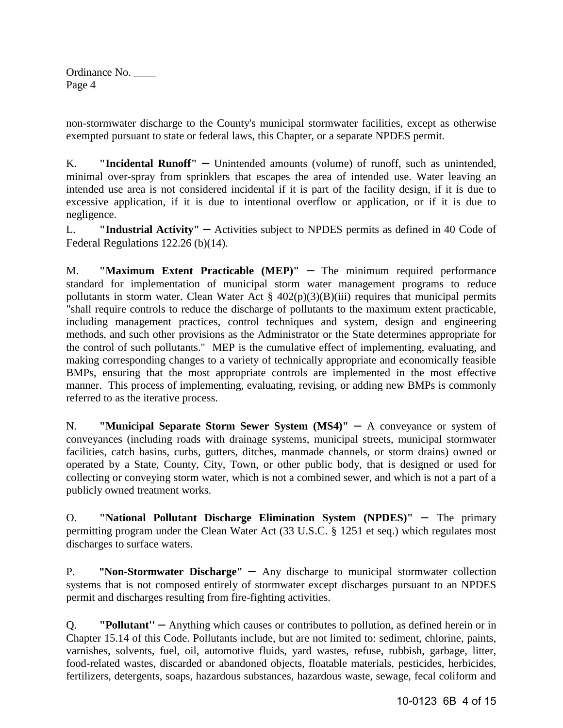non-stormwater discharge to the County's municipal stormwater facilities, except as otherwise exempted pursuant to state or federal laws, this Chapter, or a separate NPDES permit.

K. **"Incidental Runoff"** – Unintended amounts (volume) of runoff, such as unintended, minimal over-spray from sprinklers that escapes the area of intended use. Water leaving an intended use area is not considered incidental if it is part of the facility design, if it is due to excessive application, if it is due to intentional overflow or application, or if it is due to negligence.

L. **"Industrial Activity"** – Activities subject to NPDES permits as defined in 40 Code of Federal Regulations 122.26 (b)(14).

M. **"Maximum Extent Practicable (MEP)"** – The minimum required performance standard for implementation of municipal storm water management programs to reduce pollutants in storm water. Clean Water Act § 402(p)(3)(B)(iii) requires that municipal permits "shall require controls to reduce the discharge of pollutants to the maximum extent practicable, including management practices, control techniques and system, design and engineering methods, and such other provisions as the Administrator or the State determines appropriate for the control of such pollutants." MEP is the cumulative effect of implementing, evaluating, and making corresponding changes to a variety of technically appropriate and economically feasible BMPs, ensuring that the most appropriate controls are implemented in the most effective manner. This process of implementing, evaluating, revising, or adding new BMPs is commonly referred to as the iterative process.

N. **"Municipal Separate Storm Sewer System (MS4)"** – A conveyance or system of conveyances (including roads with drainage systems, municipal streets, municipal stormwater facilities, catch basins, curbs, gutters, ditches, manmade channels, or storm drains) owned or operated by a State, County, City, Town, or other public body, that is designed or used for collecting or conveying storm water, which is not a combined sewer, and which is not a part of a publicly owned treatment works.

O. **"National Pollutant Discharge Elimination System (NPDES)"** – The primary permitting program under the Clean Water Act (33 U.S.C. § 1251 et seq.) which regulates most discharges to surface waters.

P. **"Non-Stormwater Discharge"** – Any discharge to municipal stormwater collection systems that is not composed entirely of stormwater except discharges pursuant to an NPDES permit and discharges resulting from fire-fighting activities.

Q. **"Pollutant''** – Anything which causes or contributes to pollution, as defined herein or in Chapter 15.14 of this Code. Pollutants include, but are not limited to: sediment, chlorine, paints, varnishes, solvents, fuel, oil, automotive fluids, yard wastes, refuse, rubbish, garbage, litter, food-related wastes, discarded or abandoned objects, floatable materials, pesticides, herbicides, fertilizers, detergents, soaps, hazardous substances, hazardous waste, sewage, fecal coliform and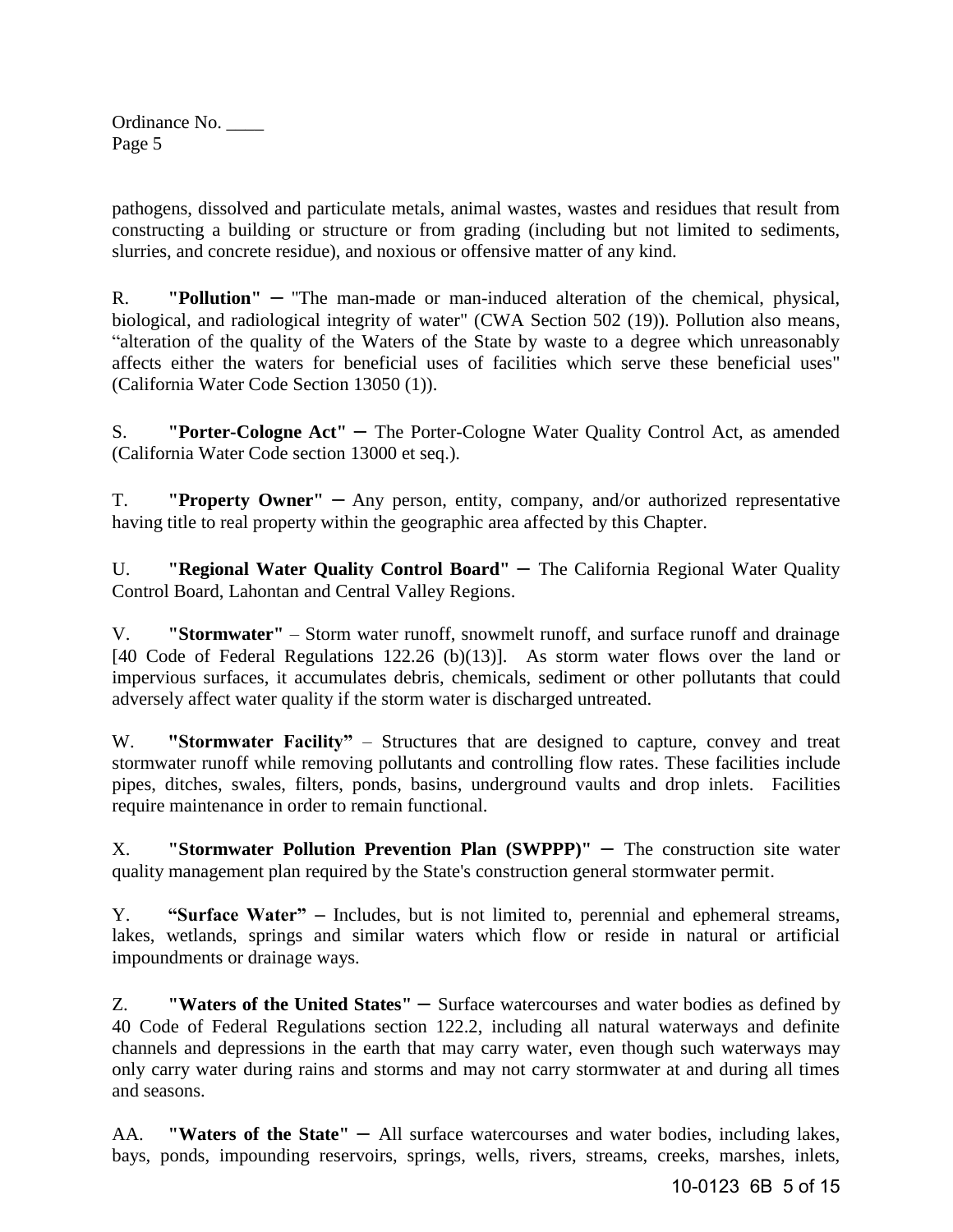pathogens, dissolved and particulate metals, animal wastes, wastes and residues that result from constructing a building or structure or from grading (including but not limited to sediments, slurries, and concrete residue), and noxious or offensive matter of any kind.

R. **"Pollution"** ─ "The man-made or man-induced alteration of the chemical, physical, biological, and radiological integrity of water" (CWA Section 502 (19)). Pollution also means, "alteration of the quality of the Waters of the State by waste to a degree which unreasonably affects either the waters for beneficial uses of facilities which serve these beneficial uses" (California Water Code Section 13050 (1)).

S. **"Porter-Cologne Act"** ─ The Porter-Cologne Water Quality Control Act, as amended (California Water Code section 13000 et seq.).

T. **"Property Owner"** ─ Any person, entity, company, and/or authorized representative having title to real property within the geographic area affected by this Chapter.

U. **"Regional Water Quality Control Board"** ─ The California Regional Water Quality Control Board, Lahontan and Central Valley Regions.

V. **"Stormwater"** – Storm water runoff, snowmelt runoff, and surface runoff and drainage [40 Code of Federal Regulations 122.26 (b)(13)]. As storm water flows over the land or impervious surfaces, it accumulates debris, chemicals, sediment or other pollutants that could adversely affect water quality if the storm water is discharged untreated.

W. **"Stormwater Facility"** – Structures that are designed to capture, convey and treat stormwater runoff while removing pollutants and controlling flow rates. These facilities include pipes, ditches, swales, filters, ponds, basins, underground vaults and drop inlets. Facilities require maintenance in order to remain functional.

X. **"Stormwater Pollution Prevention Plan (SWPPP)"** ─ The construction site water quality management plan required by the State's construction general stormwater permit.

Y. **"Surface Water"** – Includes, but is not limited to, perennial and ephemeral streams, lakes, wetlands, springs and similar waters which flow or reside in natural or artificial impoundments or drainage ways.

Z. **"Waters of the United States"** ─ Surface watercourses and water bodies as defined by 40 Code of Federal Regulations section 122.2, including all natural waterways and definite channels and depressions in the earth that may carry water, even though such waterways may only carry water during rains and storms and may not carry stormwater at and during all times and seasons.

AA. **"Waters of the State"** ─ All surface watercourses and water bodies, including lakes, bays, ponds, impounding reservoirs, springs, wells, rivers, streams, creeks, marshes, inlets,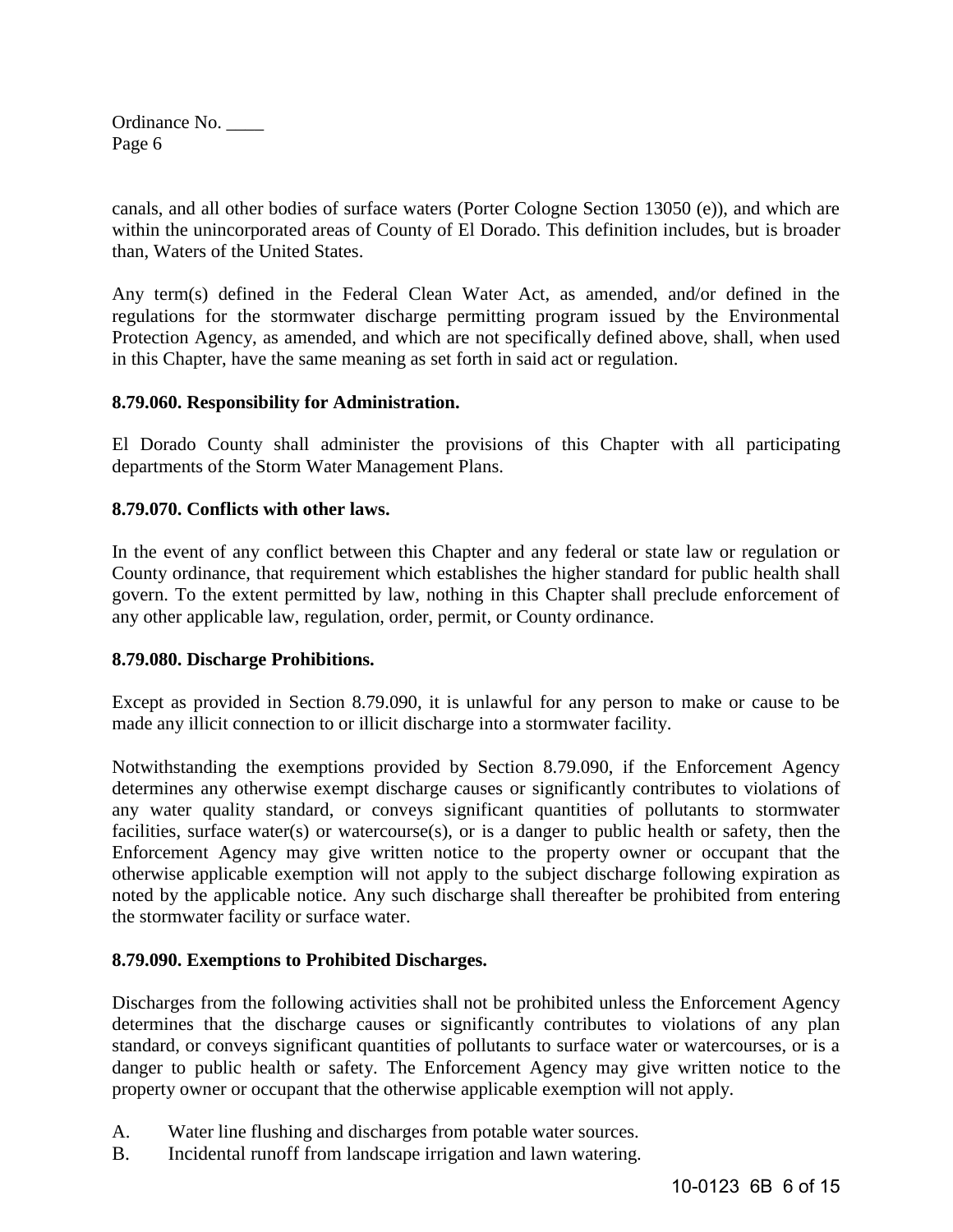canals, and all other bodies of surface waters (Porter Cologne Section 13050 (e)), and which are within the unincorporated areas of County of El Dorado. This definition includes, but is broader than, Waters of the United States.

Any term(s) defined in the Federal Clean Water Act, as amended, and/or defined in the regulations for the stormwater discharge permitting program issued by the Environmental Protection Agency, as amended, and which are not specifically defined above, shall, when used in this Chapter, have the same meaning as set forth in said act or regulation.

**8.79.060. Responsibility for Administration.**

El Dorado County shall administer the provisions of this Chapter with all participating departments of the Storm Water Management Plans.

**8.79.070. Conflicts with other laws.**

In the event of any conflict between this Chapter and any federal or state law or regulation or County ordinance, that requirement which establishes the higher standard for public health shall govern. To the extent permitted by law, nothing in this Chapter shall preclude enforcement of any other applicable law, regulation, order, permit, or County ordinance.

**8.79.080. Discharge Prohibitions.**

Except as provided in Section 8.79.090, it is unlawful for any person to make or cause to be made any illicit connection to or illicit discharge into a stormwater facility.

Notwithstanding the exemptions provided by Section 8.79.090, if the Enforcement Agency determines any otherwise exempt discharge causes or significantly contributes to violations of any water quality standard, or conveys significant quantities of pollutants to stormwater facilities, surface water(s) or watercourse(s), or is a danger to public health or safety, then the Enforcement Agency may give written notice to the property owner or occupant that the otherwise applicable exemption will not apply to the subject discharge following expiration as noted by the applicable notice. Any such discharge shall thereafter be prohibited from entering the stormwater facility or surface water.

**8.79.090. Exemptions to Prohibited Discharges.**

Discharges from the following activities shall not be prohibited unless the Enforcement Agency determines that the discharge causes or significantly contributes to violations of any plan standard, or conveys significant quantities of pollutants to surface water or watercourses, or is a danger to public health or safety. The Enforcement Agency may give written notice to the property owner or occupant that the otherwise applicable exemption will not apply.

A. Water line flushing and discharges from potable water sources.
B. Incidental runoff from landscape irrigation and lawn watering.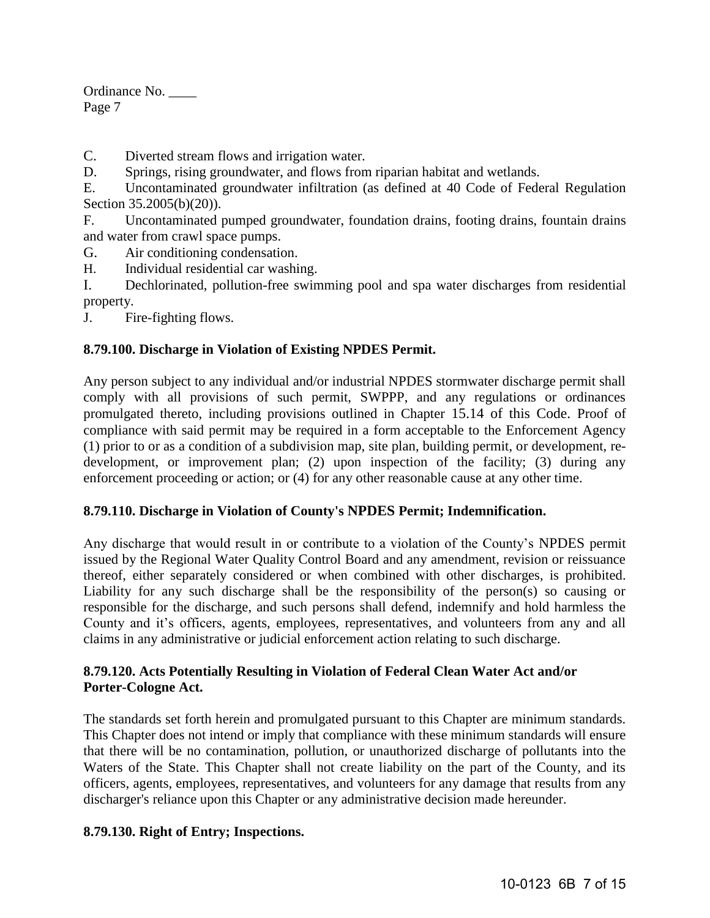C. Diverted stream flows and irrigation water.

D. Springs, rising groundwater, and flows from riparian habitat and wetlands.

E. Uncontaminated groundwater infiltration (as defined at 40 Code of Federal Regulation Section 35.2005(b)(20)).

F. Uncontaminated pumped groundwater, foundation drains, footing drains, fountain drains and water from crawl space pumps.

G. Air conditioning condensation.

H. Individual residential car washing.

I. Dechlorinated, pollution-free swimming pool and spa water discharges from residential property.

J. Fire-fighting flows.

**8.79.100. Discharge in Violation of Existing NPDES Permit.**

Any person subject to any individual and/or industrial NPDES stormwater discharge permit shall comply with all provisions of such permit, SWPPP, and any regulations or ordinances promulgated thereto, including provisions outlined in Chapter 15.14 of this Code. Proof of compliance with said permit may be required in a form acceptable to the Enforcement Agency (1) prior to or as a condition of a subdivision map, site plan, building permit, or development, re-development, or improvement plan; (2) upon inspection of the facility; (3) during any enforcement proceeding or action; or (4) for any other reasonable cause at any other time.

**8.79.110. Discharge in Violation of County's NPDES Permit; Indemnification.**

Any discharge that would result in or contribute to a violation of the County's NPDES permit issued by the Regional Water Quality Control Board and any amendment, revision or reissuance thereof, either separately considered or when combined with other discharges, is prohibited. Liability for any such discharge shall be the responsibility of the person(s) so causing or responsible for the discharge, and such persons shall defend, indemnify and hold harmless the County and it's officers, agents, employees, representatives, and volunteers from any and all claims in any administrative or judicial enforcement action relating to such discharge.

**8.79.120. Acts Potentially Resulting in Violation of Federal Clean Water Act and/or Porter-Cologne Act.**

The standards set forth herein and promulgated pursuant to this Chapter are minimum standards. This Chapter does not intend or imply that compliance with these minimum standards will ensure that there will be no contamination, pollution, or unauthorized discharge of pollutants into the Waters of the State. This Chapter shall not create liability on the part of the County, and its officers, agents, employees, representatives, and volunteers for any damage that results from any discharger's reliance upon this Chapter or any administrative decision made hereunder.

**8.79.130. Right of Entry; Inspections.**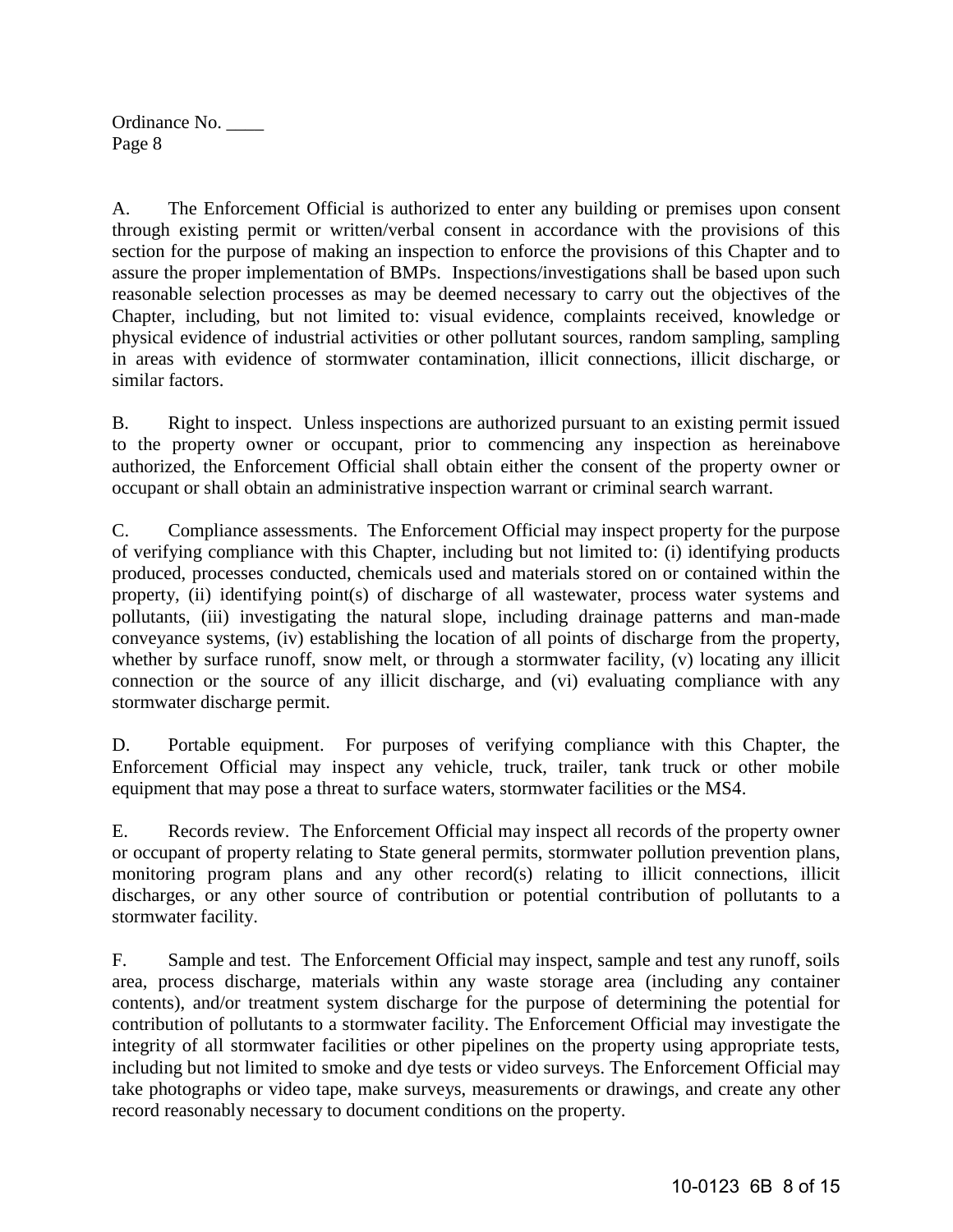A. The Enforcement Official is authorized to enter any building or premises upon consent through existing permit or written/verbal consent in accordance with the provisions of this section for the purpose of making an inspection to enforce the provisions of this Chapter and to assure the proper implementation of BMPs. Inspections/investigations shall be based upon such reasonable selection processes as may be deemed necessary to carry out the objectives of the Chapter, including, but not limited to: visual evidence, complaints received, knowledge or physical evidence of industrial activities or other pollutant sources, random sampling, sampling in areas with evidence of stormwater contamination, illicit connections, illicit discharge, or similar factors.

B. Right to inspect. Unless inspections are authorized pursuant to an existing permit issued to the property owner or occupant, prior to commencing any inspection as hereinabove authorized, the Enforcement Official shall obtain either the consent of the property owner or occupant or shall obtain an administrative inspection warrant or criminal search warrant.

C. Compliance assessments. The Enforcement Official may inspect property for the purpose of verifying compliance with this Chapter, including but not limited to: (i) identifying products produced, processes conducted, chemicals used and materials stored on or contained within the property, (ii) identifying point(s) of discharge of all wastewater, process water systems and pollutants, (iii) investigating the natural slope, including drainage patterns and man-made conveyance systems, (iv) establishing the location of all points of discharge from the property, whether by surface runoff, snow melt, or through a stormwater facility, (v) locating any illicit connection or the source of any illicit discharge, and (vi) evaluating compliance with any stormwater discharge permit.

D. Portable equipment. For purposes of verifying compliance with this Chapter, the Enforcement Official may inspect any vehicle, truck, trailer, tank truck or other mobile equipment that may pose a threat to surface waters, stormwater facilities or the MS4.

E. Records review. The Enforcement Official may inspect all records of the property owner or occupant of property relating to State general permits, stormwater pollution prevention plans, monitoring program plans and any other record(s) relating to illicit connections, illicit discharges, or any other source of contribution or potential contribution of pollutants to a stormwater facility.

F. Sample and test. The Enforcement Official may inspect, sample and test any runoff, soils area, process discharge, materials within any waste storage area (including any container contents), and/or treatment system discharge for the purpose of determining the potential for contribution of pollutants to a stormwater facility. The Enforcement Official may investigate the integrity of all stormwater facilities or other pipelines on the property using appropriate tests, including but not limited to smoke and dye tests or video surveys. The Enforcement Official may take photographs or video tape, make surveys, measurements or drawings, and create any other record reasonably necessary to document conditions on the property.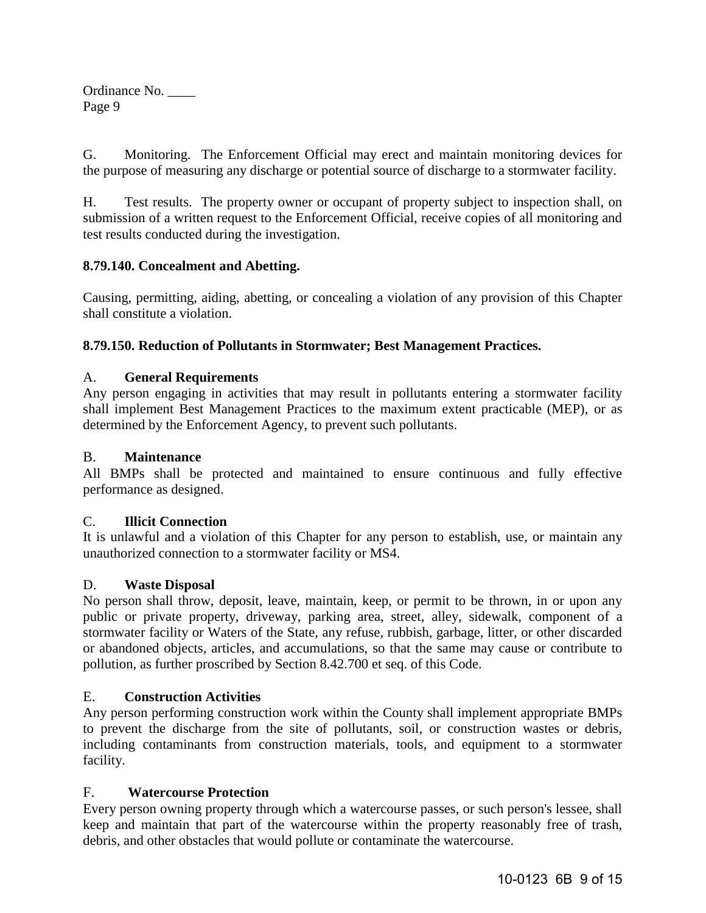G. Monitoring. The Enforcement Official may erect and maintain monitoring devices for the purpose of measuring any discharge or potential source of discharge to a stormwater facility.

H. Test results. The property owner or occupant of property subject to inspection shall, on submission of a written request to the Enforcement Official, receive copies of all monitoring and test results conducted during the investigation.

**8.79.140. Concealment and Abetting.**

Causing, permitting, aiding, abetting, or concealing a violation of any provision of this Chapter shall constitute a violation.

**8.79.150. Reduction of Pollutants in Stormwater; Best Management Practices.**

A. **General Requirements**
Any person engaging in activities that may result in pollutants entering a stormwater facility shall implement Best Management Practices to the maximum extent practicable (MEP), or as determined by the Enforcement Agency, to prevent such pollutants.

B. **Maintenance**
All BMPs shall be protected and maintained to ensure continuous and fully effective performance as designed.

C. **Illicit Connection**
It is unlawful and a violation of this Chapter for any person to establish, use, or maintain any unauthorized connection to a stormwater facility or MS4.

D. **Waste Disposal**
No person shall throw, deposit, leave, maintain, keep, or permit to be thrown, in or upon any public or private property, driveway, parking area, street, alley, sidewalk, component of a stormwater facility or Waters of the State, any refuse, rubbish, garbage, litter, or other discarded or abandoned objects, articles, and accumulations, so that the same may cause or contribute to pollution, as further proscribed by Section 8.42.700 et seq. of this Code.

E. **Construction Activities**
Any person performing construction work within the County shall implement appropriate BMPs to prevent the discharge from the site of pollutants, soil, or construction wastes or debris, including contaminants from construction materials, tools, and equipment to a stormwater facility.

F. **Watercourse Protection**
Every person owning property through which a watercourse passes, or such person's lessee, shall keep and maintain that part of the watercourse within the property reasonably free of trash, debris, and other obstacles that would pollute or contaminate the watercourse.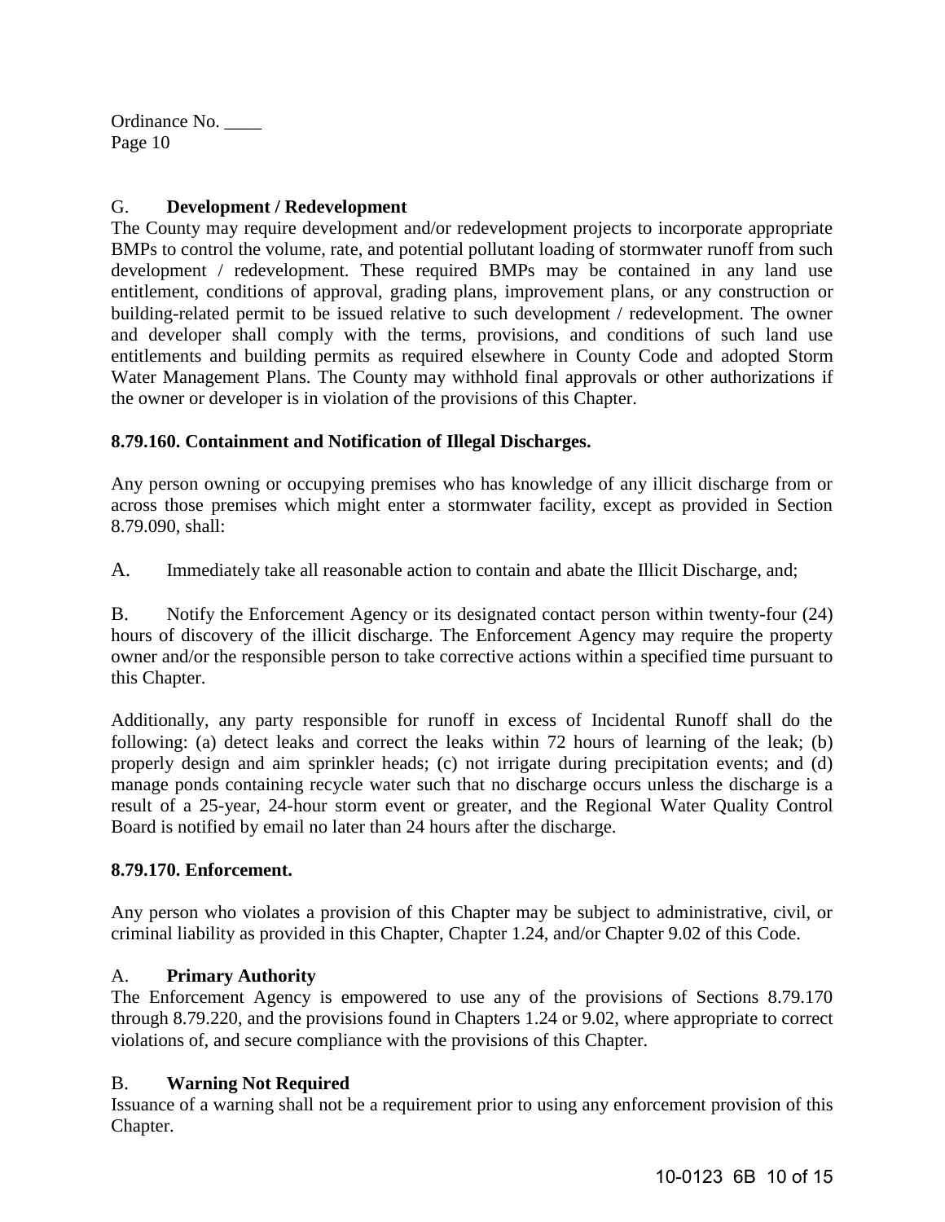G. **Development / Redevelopment**
The County may require development and/or redevelopment projects to incorporate appropriate BMPs to control the volume, rate, and potential pollutant loading of stormwater runoff from such development / redevelopment. These required BMPs may be contained in any land use entitlement, conditions of approval, grading plans, improvement plans, or any construction or building-related permit to be issued relative to such development / redevelopment. The owner and developer shall comply with the terms, provisions, and conditions of such land use entitlements and building permits as required elsewhere in County Code and adopted Storm Water Management Plans. The County may withhold final approvals or other authorizations if the owner or developer is in violation of the provisions of this Chapter.

**8.79.160. Containment and Notification of Illegal Discharges.**

Any person owning or occupying premises who has knowledge of any illicit discharge from or across those premises which might enter a stormwater facility, except as provided in Section 8.79.090, shall:

A. Immediately take all reasonable action to contain and abate the Illicit Discharge, and;

B. Notify the Enforcement Agency or its designated contact person within twenty-four (24) hours of discovery of the illicit discharge. The Enforcement Agency may require the property owner and/or the responsible person to take corrective actions within a specified time pursuant to this Chapter.

Additionally, any party responsible for runoff in excess of Incidental Runoff shall do the following: (a) detect leaks and correct the leaks within 72 hours of learning of the leak; (b) properly design and aim sprinkler heads; (c) not irrigate during precipitation events; and (d) manage ponds containing recycle water such that no discharge occurs unless the discharge is a result of a 25-year, 24-hour storm event or greater, and the Regional Water Quality Control Board is notified by email no later than 24 hours after the discharge.

**8.79.170. Enforcement.**

Any person who violates a provision of this Chapter may be subject to administrative, civil, or criminal liability as provided in this Chapter, Chapter 1.24, and/or Chapter 9.02 of this Code.

A. **Primary Authority**
The Enforcement Agency is empowered to use any of the provisions of Sections 8.79.170 through 8.79.220, and the provisions found in Chapters 1.24 or 9.02, where appropriate to correct violations of, and secure compliance with the provisions of this Chapter.

B. **Warning Not Required**
Issuance of a warning shall not be a requirement prior to using any enforcement provision of this Chapter.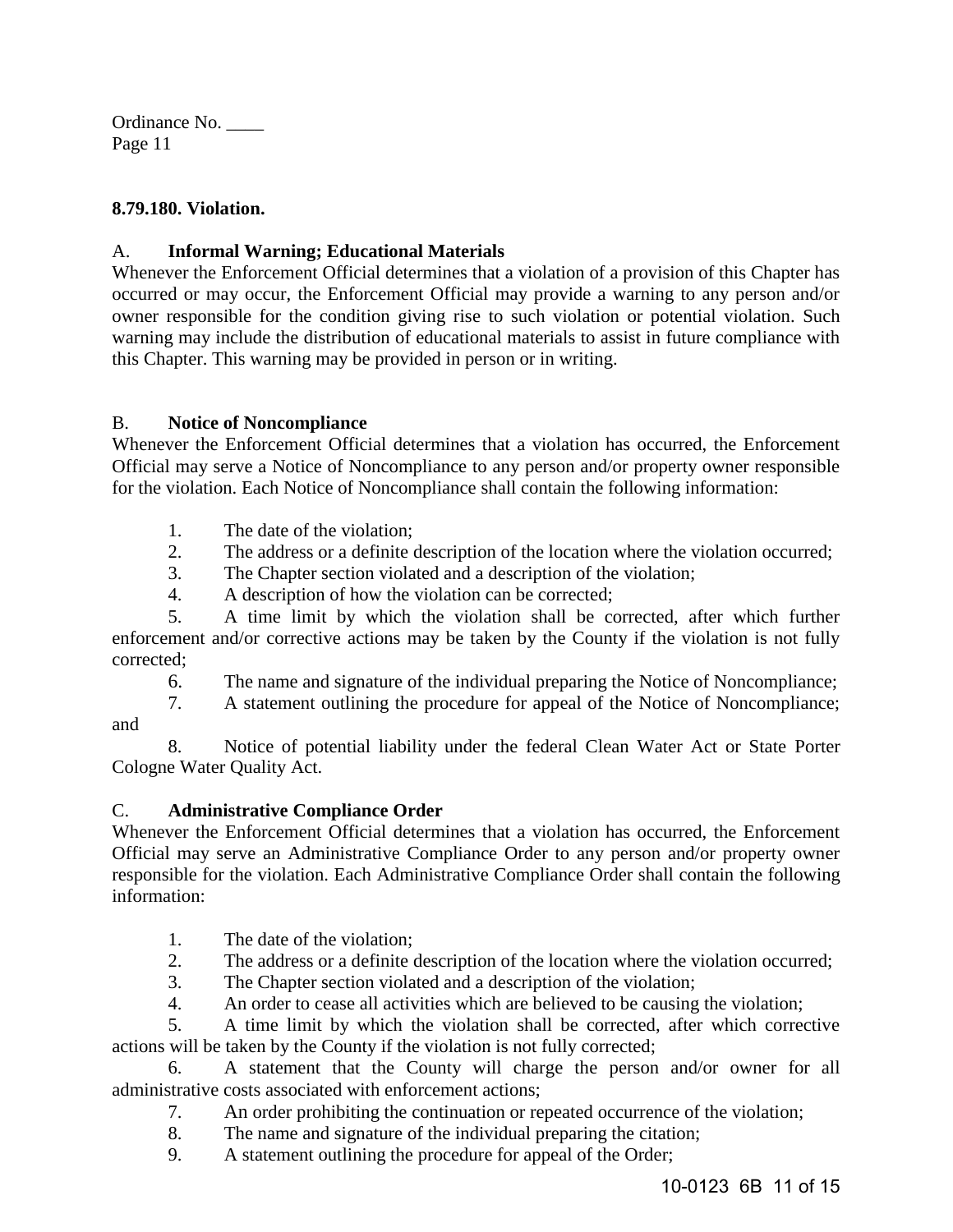## 8.79.180. Violation.

A. **Informal Warning; Educational Materials**

Whenever the Enforcement Official determines that a violation of a provision of this Chapter has occurred or may occur, the Enforcement Official may provide a warning to any person and/or owner responsible for the condition giving rise to such violation or potential violation. Such warning may include the distribution of educational materials to assist in future compliance with this Chapter. This warning may be provided in person or in writing.

B. **Notice of Noncompliance**

Whenever the Enforcement Official determines that a violation has occurred, the Enforcement Official may serve a Notice of Noncompliance to any person and/or property owner responsible for the violation. Each Notice of Noncompliance shall contain the following information:

1. The date of the violation;
2. The address or a definite description of the location where the violation occurred;
3. The Chapter section violated and a description of the violation;
4. A description of how the violation can be corrected;
5. A time limit by which the violation shall be corrected, after which further enforcement and/or corrective actions may be taken by the County if the violation is not fully corrected;
6. The name and signature of the individual preparing the Notice of Noncompliance;
7. A statement outlining the procedure for appeal of the Notice of Noncompliance; and
8. Notice of potential liability under the federal Clean Water Act or State Porter Cologne Water Quality Act.

C. **Administrative Compliance Order**

Whenever the Enforcement Official determines that a violation has occurred, the Enforcement Official may serve an Administrative Compliance Order to any person and/or property owner responsible for the violation. Each Administrative Compliance Order shall contain the following information:

1. The date of the violation;
2. The address or a definite description of the location where the violation occurred;
3. The Chapter section violated and a description of the violation;
4. An order to cease all activities which are believed to be causing the violation;
5. A time limit by which the violation shall be corrected, after which corrective actions will be taken by the County if the violation is not fully corrected;
6. A statement that the County will charge the person and/or owner for all administrative costs associated with enforcement actions;
7. An order prohibiting the continuation or repeated occurrence of the violation;
8. The name and signature of the individual preparing the citation;
9. A statement outlining the procedure for appeal of the Order;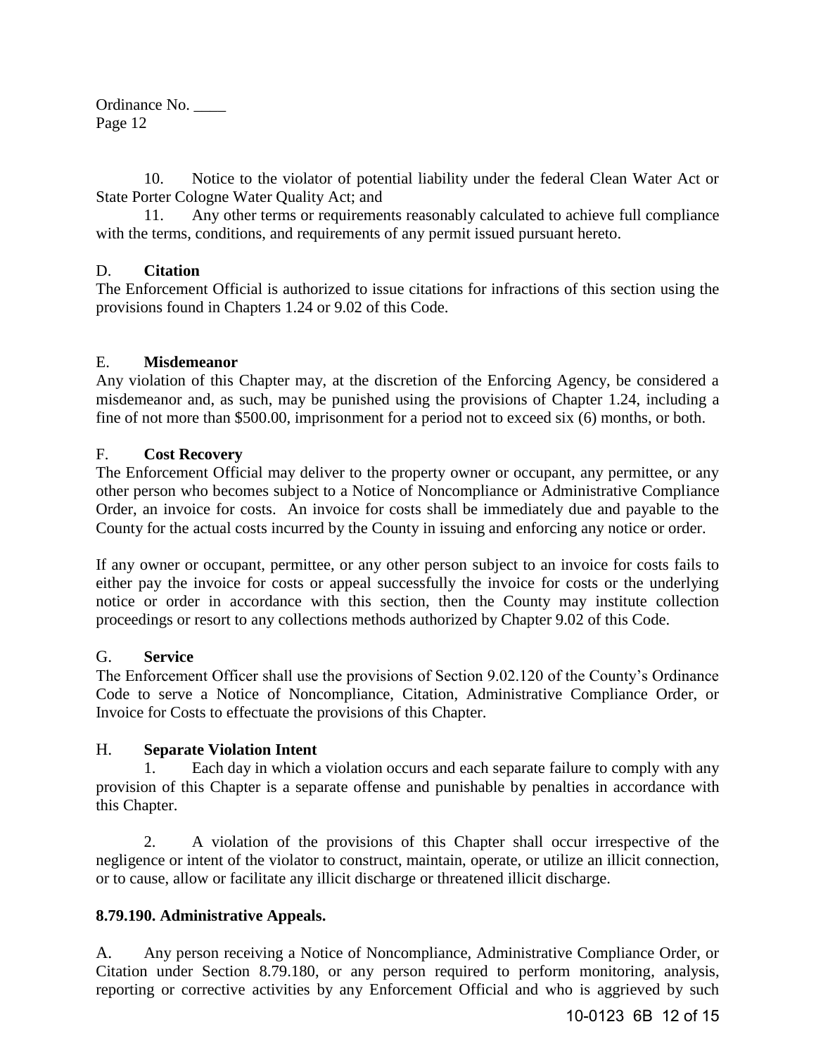10. Notice to the violator of potential liability under the federal Clean Water Act or State Porter Cologne Water Quality Act; and

11. Any other terms or requirements reasonably calculated to achieve full compliance with the terms, conditions, and requirements of any permit issued pursuant hereto.

D. **Citation**

The Enforcement Official is authorized to issue citations for infractions of this section using the provisions found in Chapters 1.24 or 9.02 of this Code.

E. **Misdemeanor**

Any violation of this Chapter may, at the discretion of the Enforcing Agency, be considered a misdemeanor and, as such, may be punished using the provisions of Chapter 1.24, including a fine of not more than $500.00, imprisonment for a period not to exceed six (6) months, or both.

F. **Cost Recovery**

The Enforcement Official may deliver to the property owner or occupant, any permittee, or any other person who becomes subject to a Notice of Noncompliance or Administrative Compliance Order, an invoice for costs. An invoice for costs shall be immediately due and payable to the County for the actual costs incurred by the County in issuing and enforcing any notice or order.

If any owner or occupant, permittee, or any other person subject to an invoice for costs fails to either pay the invoice for costs or appeal successfully the invoice for costs or the underlying notice or order in accordance with this section, then the County may institute collection proceedings or resort to any collections methods authorized by Chapter 9.02 of this Code.

G. **Service**

The Enforcement Officer shall use the provisions of Section 9.02.120 of the County's Ordinance Code to serve a Notice of Noncompliance, Citation, Administrative Compliance Order, or Invoice for Costs to effectuate the provisions of this Chapter.

H. **Separate Violation Intent**

1. Each day in which a violation occurs and each separate failure to comply with any provision of this Chapter is a separate offense and punishable by penalties in accordance with this Chapter.

2. A violation of the provisions of this Chapter shall occur irrespective of the negligence or intent of the violator to construct, maintain, operate, or utilize an illicit connection, or to cause, allow or facilitate any illicit discharge or threatened illicit discharge.

**8.79.190. Administrative Appeals.**

A. Any person receiving a Notice of Noncompliance, Administrative Compliance Order, or Citation under Section 8.79.180, or any person required to perform monitoring, analysis, reporting or corrective activities by any Enforcement Official and who is aggrieved by such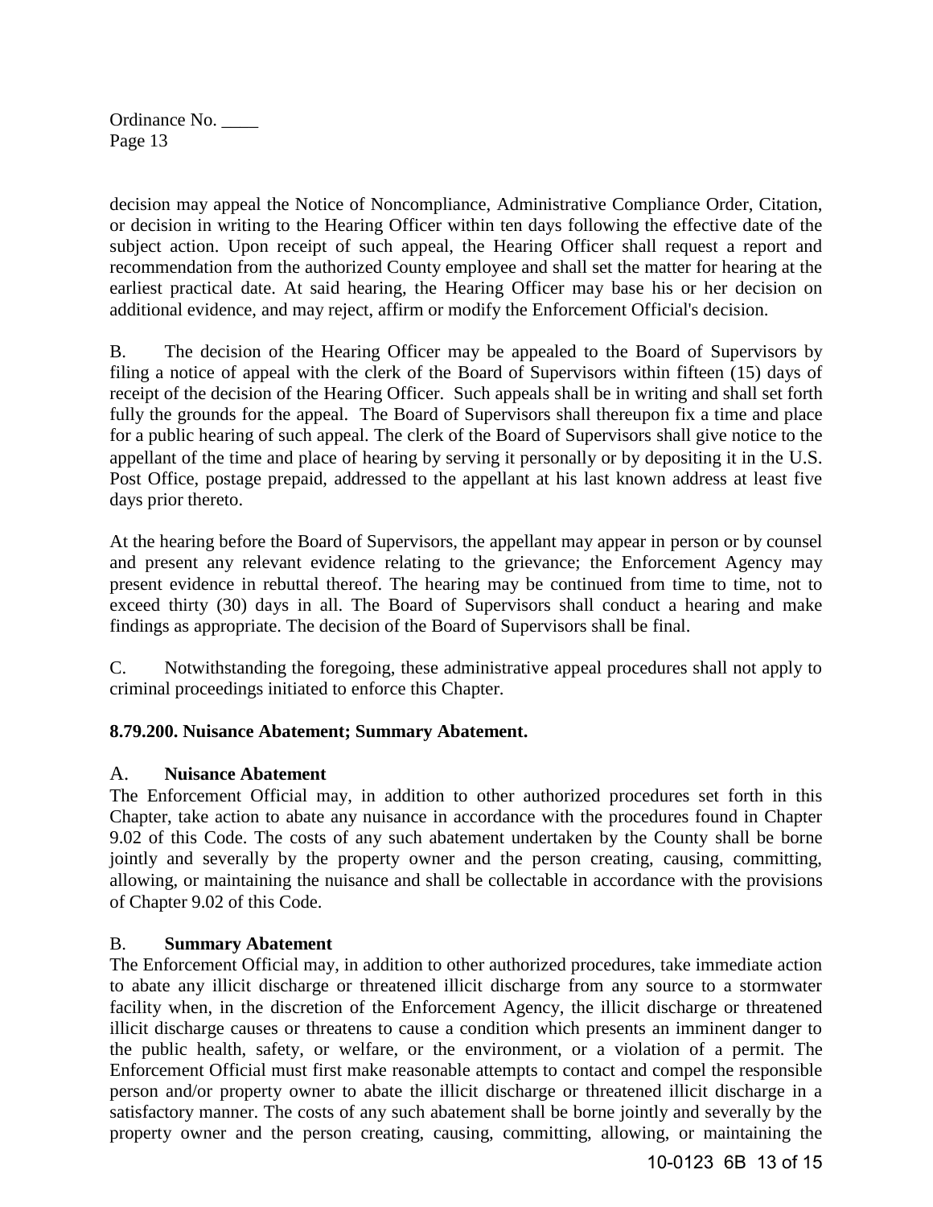decision may appeal the Notice of Noncompliance, Administrative Compliance Order, Citation, or decision in writing to the Hearing Officer within ten days following the effective date of the subject action. Upon receipt of such appeal, the Hearing Officer shall request a report and recommendation from the authorized County employee and shall set the matter for hearing at the earliest practical date. At said hearing, the Hearing Officer may base his or her decision on additional evidence, and may reject, affirm or modify the Enforcement Official's decision.

B. The decision of the Hearing Officer may be appealed to the Board of Supervisors by filing a notice of appeal with the clerk of the Board of Supervisors within fifteen (15) days of receipt of the decision of the Hearing Officer. Such appeals shall be in writing and shall set forth fully the grounds for the appeal. The Board of Supervisors shall thereupon fix a time and place for a public hearing of such appeal. The clerk of the Board of Supervisors shall give notice to the appellant of the time and place of hearing by serving it personally or by depositing it in the U.S. Post Office, postage prepaid, addressed to the appellant at his last known address at least five days prior thereto.

At the hearing before the Board of Supervisors, the appellant may appear in person or by counsel and present any relevant evidence relating to the grievance; the Enforcement Agency may present evidence in rebuttal thereof. The hearing may be continued from time to time, not to exceed thirty (30) days in all. The Board of Supervisors shall conduct a hearing and make findings as appropriate. The decision of the Board of Supervisors shall be final.

C. Notwithstanding the foregoing, these administrative appeal procedures shall not apply to criminal proceedings initiated to enforce this Chapter.

**8.79.200. Nuisance Abatement; Summary Abatement.**

A. **Nuisance Abatement**

The Enforcement Official may, in addition to other authorized procedures set forth in this Chapter, take action to abate any nuisance in accordance with the procedures found in Chapter 9.02 of this Code. The costs of any such abatement undertaken by the County shall be borne jointly and severally by the property owner and the person creating, causing, committing, allowing, or maintaining the nuisance and shall be collectable in accordance with the provisions of Chapter 9.02 of this Code.

B. **Summary Abatement**

The Enforcement Official may, in addition to other authorized procedures, take immediate action to abate any illicit discharge or threatened illicit discharge from any source to a stormwater facility when, in the discretion of the Enforcement Agency, the illicit discharge or threatened illicit discharge causes or threatens to cause a condition which presents an imminent danger to the public health, safety, or welfare, or the environment, or a violation of a permit. The Enforcement Official must first make reasonable attempts to contact and compel the responsible person and/or property owner to abate the illicit discharge or threatened illicit discharge in a satisfactory manner. The costs of any such abatement shall be borne jointly and severally by the property owner and the person creating, causing, committing, allowing, or maintaining the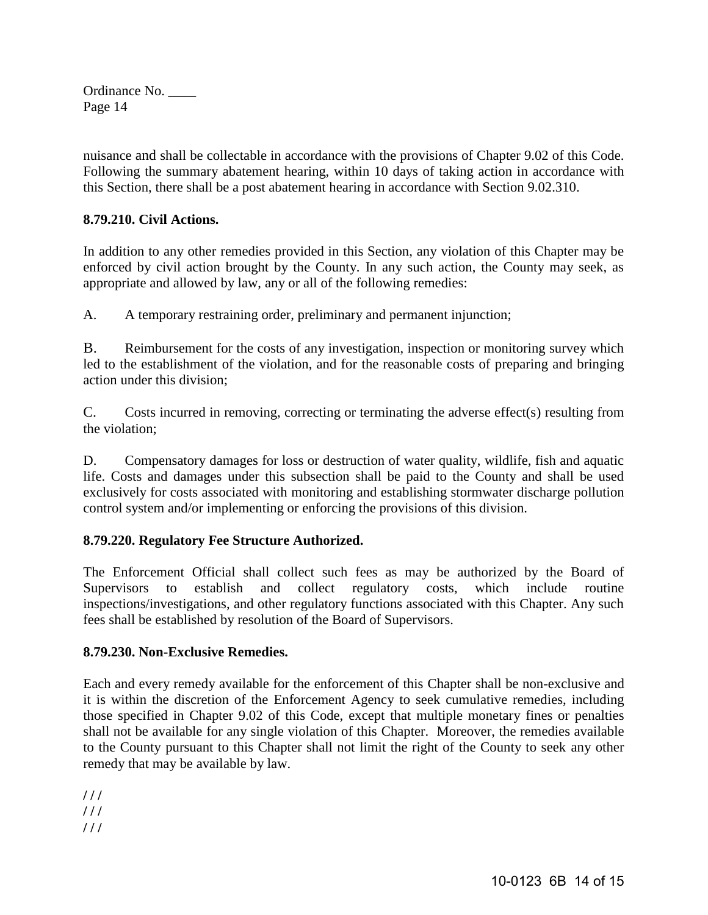nuisance and shall be collectable in accordance with the provisions of Chapter 9.02 of this Code. Following the summary abatement hearing, within 10 days of taking action in accordance with this Section, there shall be a post abatement hearing in accordance with Section 9.02.310.

**8.79.210. Civil Actions.**

In addition to any other remedies provided in this Section, any violation of this Chapter may be enforced by civil action brought by the County. In any such action, the County may seek, as appropriate and allowed by law, any or all of the following remedies:

A. A temporary restraining order, preliminary and permanent injunction;

B. Reimbursement for the costs of any investigation, inspection or monitoring survey which led to the establishment of the violation, and for the reasonable costs of preparing and bringing action under this division;

C. Costs incurred in removing, correcting or terminating the adverse effect(s) resulting from the violation;

D. Compensatory damages for loss or destruction of water quality, wildlife, fish and aquatic life. Costs and damages under this subsection shall be paid to the County and shall be used exclusively for costs associated with monitoring and establishing stormwater discharge pollution control system and/or implementing or enforcing the provisions of this division.

**8.79.220. Regulatory Fee Structure Authorized.**

The Enforcement Official shall collect such fees as may be authorized by the Board of Supervisors to establish and collect regulatory costs, which include routine inspections/investigations, and other regulatory functions associated with this Chapter. Any such fees shall be established by resolution of the Board of Supervisors.

**8.79.230. Non-Exclusive Remedies.**

Each and every remedy available for the enforcement of this Chapter shall be non-exclusive and it is within the discretion of the Enforcement Agency to seek cumulative remedies, including those specified in Chapter 9.02 of this Code, except that multiple monetary fines or penalties shall not be available for any single violation of this Chapter. Moreover, the remedies available to the County pursuant to this Chapter shall not limit the right of the County to seek any other remedy that may be available by law.

/ / /
/ / /
/ / /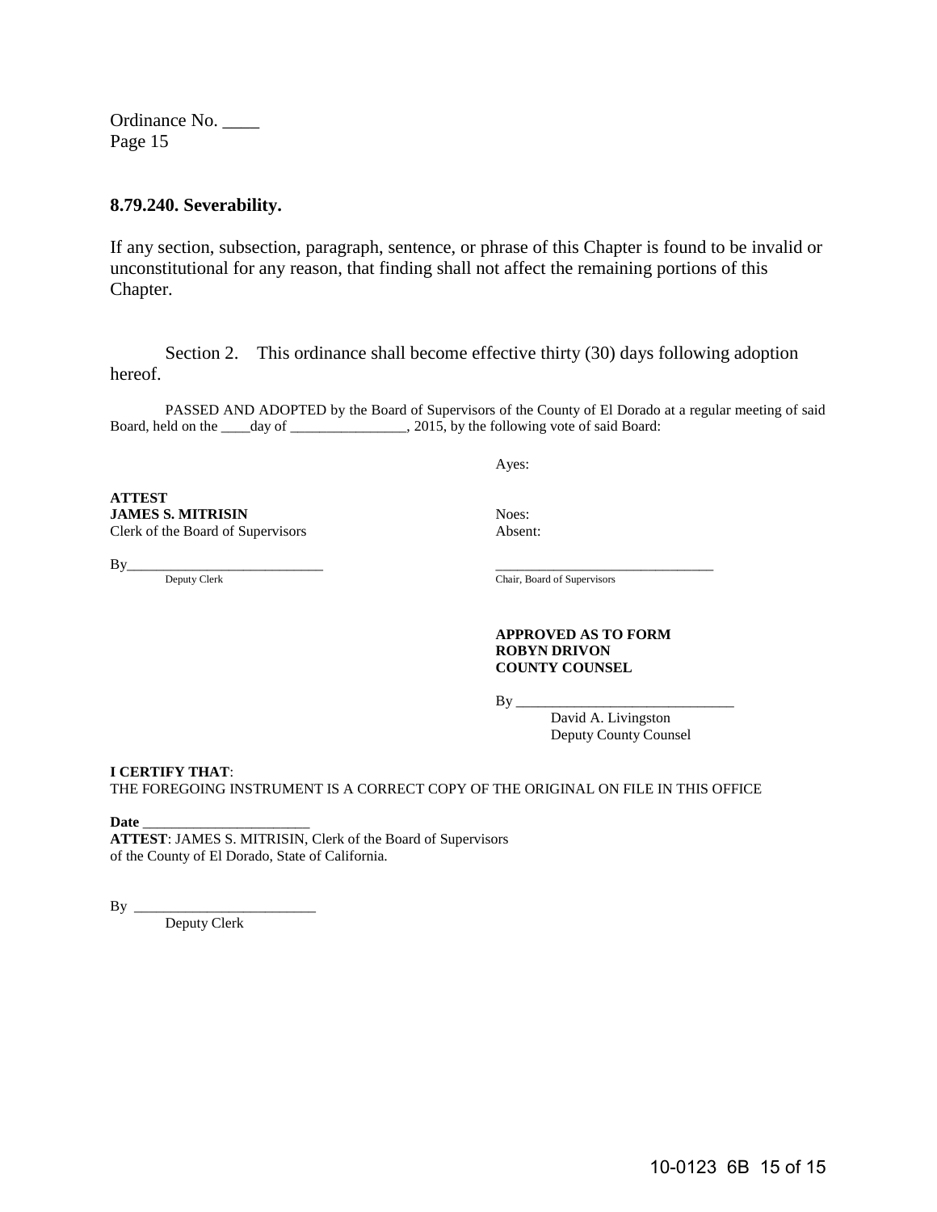### 8.79.240. Severability.

If any section, subsection, paragraph, sentence, or phrase of this Chapter is found to be invalid or unconstitutional for any reason, that finding shall not affect the remaining portions of this Chapter.

Section 2. This ordinance shall become effective thirty (30) days following adoption hereof.

PASSED AND ADOPTED by the Board of Supervisors of the County of El Dorado at a regular meeting of said Board, held on the ____day of ________________, 2015, by the following vote of said Board:

Ayes:

**ATTEST**
**JAMES S. MITRISIN**
Clerk of the Board of Supervisors

Noes:
Absent:

By___________________________
Deputy Clerk

_______________________________
Chair, Board of Supervisors

**APPROVED AS TO FORM**
**ROBYN DRIVON**
**COUNTY COUNSEL**

By ______________________________
David A. Livingston
Deputy County Counsel

**I CERTIFY THAT**:
THE FOREGOING INSTRUMENT IS A CORRECT COPY OF THE ORIGINAL ON FILE IN THIS OFFICE

**Date** _______________________
**ATTEST**: JAMES S. MITRISIN, Clerk of the Board of Supervisors
of the County of El Dorado, State of California.

By _________________________
Deputy Clerk